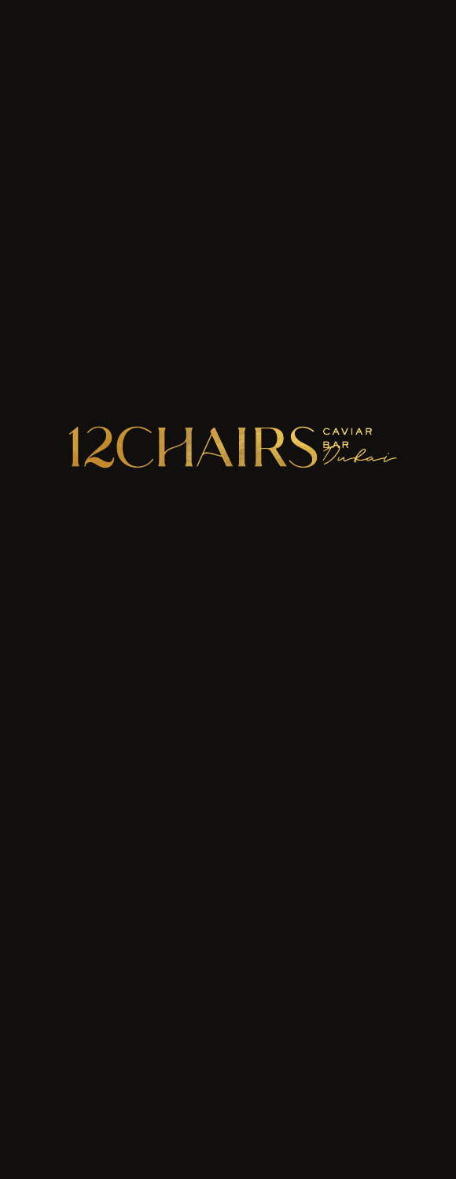# 12CHAIRS CAVIAR BAR Dubai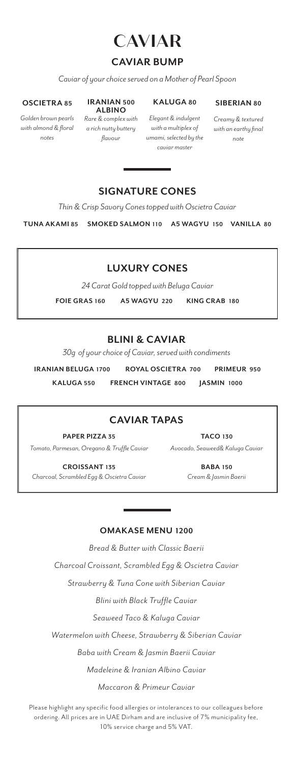# CAVIAR

## CAVIAR BUMP

*Caviar of your choice served on a Mother of Pearl Spoon*

**OSCIETRA 85**
*Golden brown pearls with almond & floral notes*

**IRANIAN ALBINO 500**
*Rare & complex with a rich nutty buttery flavour*

**KALUGA 80**
*Elegant & indulgent with a multiplex of umami, selected by the caviar master*

**SIBERIAN 80**
*Creamy & textured with an earthy final note*

## SIGNATURE CONES

*Thin & Crisp Savory Cones topped with Oscietra Caviar*

**TUNA AKAMI 85** **SMOKED SALMON 110** **A5 WAGYU 150** **VANILLA 80**

## LUXURY CONES

*24 Carat Gold topped with Beluga Caviar*

**FOIE GRAS 160** **A5 WAGYU 220** **KING CRAB 180**

## BLINI & CAVIAR

*30g of your choice of Caviar, served with condiments*

**IRANIAN BELUGA 1700** **ROYAL OSCIETRA 700** **PRIMEUR 950**

**KALUGA 550** **FRENCH VINTAGE 800** **JASMIN 1000**

## CAVIAR TAPAS

**PAPER PIZZA 35**
*Tomato, Parmesan, Oregano & Truffle Caviar*

**TACO 130**
*Avocado, Seaweed& Kaluga Caviar*

**CROISSANT 135**
*Charcoal, Scrambled Egg & Oscietra Caviar*

**BABA 150**
*Cream & Jasmin Baerii*

### OMAKASE MENU 1200

*Bread & Butter with Classic Baerii*

*Charcoal Croissant, Scrambled Egg & Oscietra Caviar*

*Strawberry & Tuna Cone with Siberian Caviar*

*Blini with Black Truffle Caviar*

*Seaweed Taco & Kaluga Caviar*

*Watermelon with Cheese, Strawberry & Siberian Caviar*

*Baba with Cream & Jasmin Baerii Caviar*

*Madeleine & Iranian Albino Caviar*

*Maccaron & Primeur Caviar*

Please highlight any specific food allergies or intolerances to our colleagues before ordering. All prices are in UAE Dirham and are inclusive of 7% municipality fee, 10% service charge and 5% VAT.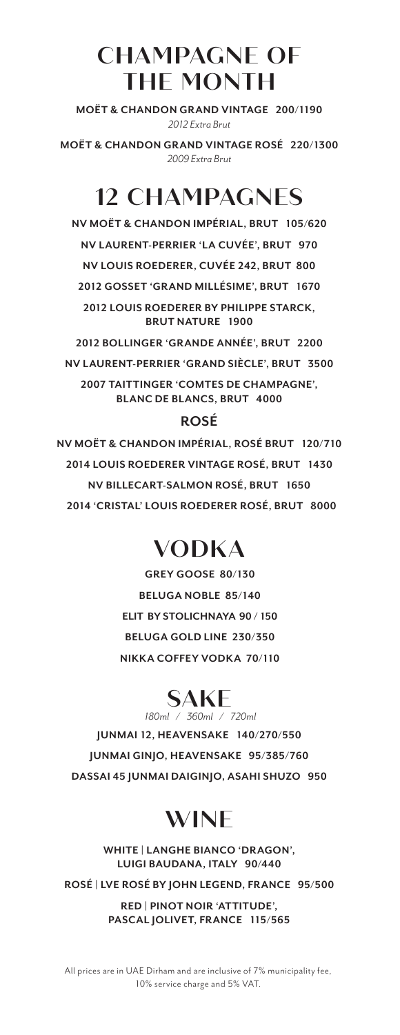# CHAMPAGNE OF THE MONTH

**MOËT & CHANDON GRAND VINTAGE 200/1190**
*2012 Extra Brut*

**MOËT & CHANDON GRAND VINTAGE ROSÉ 220/1300**
*2009 Extra Brut*

# 12 CHAMPAGNES

**NV MOËT & CHANDON IMPÉRIAL, BRUT 105/620**

**NV LAURENT-PERRIER 'LA CUVÉE', BRUT 970**

**NV LOUIS ROEDERER, CUVÉE 242, BRUT 800**

**2012 GOSSET 'GRAND MILLÉSIME', BRUT 1670**

**2012 LOUIS ROEDERER BY PHILIPPE STARCK, BRUT NATURE 1900**

**2012 BOLLINGER 'GRANDE ANNÉE', BRUT 2200**

**NV LAURENT-PERRIER 'GRAND SIÈCLE', BRUT 3500**

**2007 TAITTINGER 'COMTES DE CHAMPAGNE', BLANC DE BLANCS, BRUT 4000**

## ROSÉ

**NV MOËT & CHANDON IMPÉRIAL, ROSÉ BRUT 120/710**

**2014 LOUIS ROEDERER VINTAGE ROSÉ, BRUT 1430**

**NV BILLECART-SALMON ROSÉ, BRUT 1650**

**2014 'CRISTAL' LOUIS ROEDERER ROSÉ, BRUT 8000**

# VODKA

**GREY GOOSE 80/130**

**BELUGA NOBLE 85/140**

**ELIT BY STOLICHNAYA 90 / 150**

**BELUGA GOLD LINE 230/350**

**NIKKA COFFEY VODKA 70/110**

# SAKE

*180ml / 360ml / 720ml*

**JUNMAI 12, HEAVENSAKE 140/270/550**

**JUNMAI GINJO, HEAVENSAKE 95/385/760**

**DASSAI 45 JUNMAI DAIGINJO, ASAHI SHUZO 950**

# WINE

**WHITE | LANGHE BIANCO 'DRAGON', LUIGI BAUDANA, ITALY 90/440**

**ROSÉ | LVE ROSÉ BY JOHN LEGEND, FRANCE 95/500**

**RED | PINOT NOIR 'ATTITUDE', PASCAL JOLIVET, FRANCE 115/565**

All prices are in UAE Dirham and are inclusive of 7% municipality fee, 10% service charge and 5% VAT.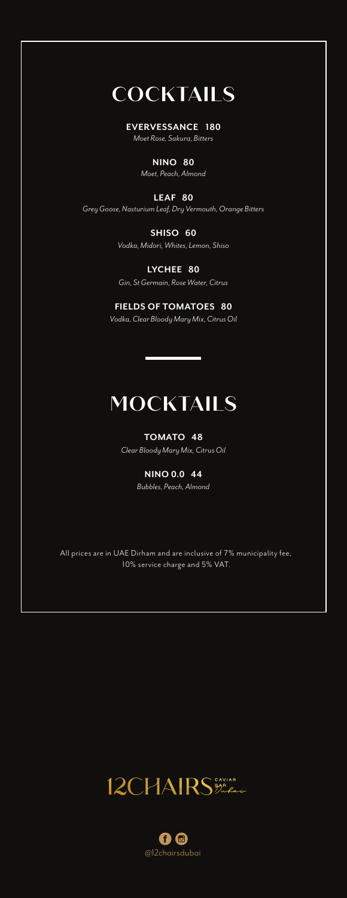# COCKTAILS

**EVERVESSANCE 180**
*Moet Rose, Sakura, Bitters*

**NINO 80**
*Moet, Peach, Almond*

**LEAF 80**
*Grey Goose, Nasturium Leaf, Dry Vermouth, Orange Bitters*

**SHISO 60**
*Vodka, Midori, Whites, Lemon, Shiso*

**LYCHEE 80**
*Gin, St Germain, Rose Water, Citrus*

**FIELDS OF TOMATOES 80**
*Vodka, Clear Bloody Mary Mix, Citrus Oil*

# MOCKTAILS

**TOMATO 48**
*Clear Bloody Mary Mix, Citrus Oil*

**NINO 0.0 44**
*Bubbles, Peach, Almond*

All prices are in UAE Dirham and are inclusive of 7% municipality fee, 10% service charge and 5% VAT.

12CHAIRS CAVIAR BAR Dubai

@12chairsdubai